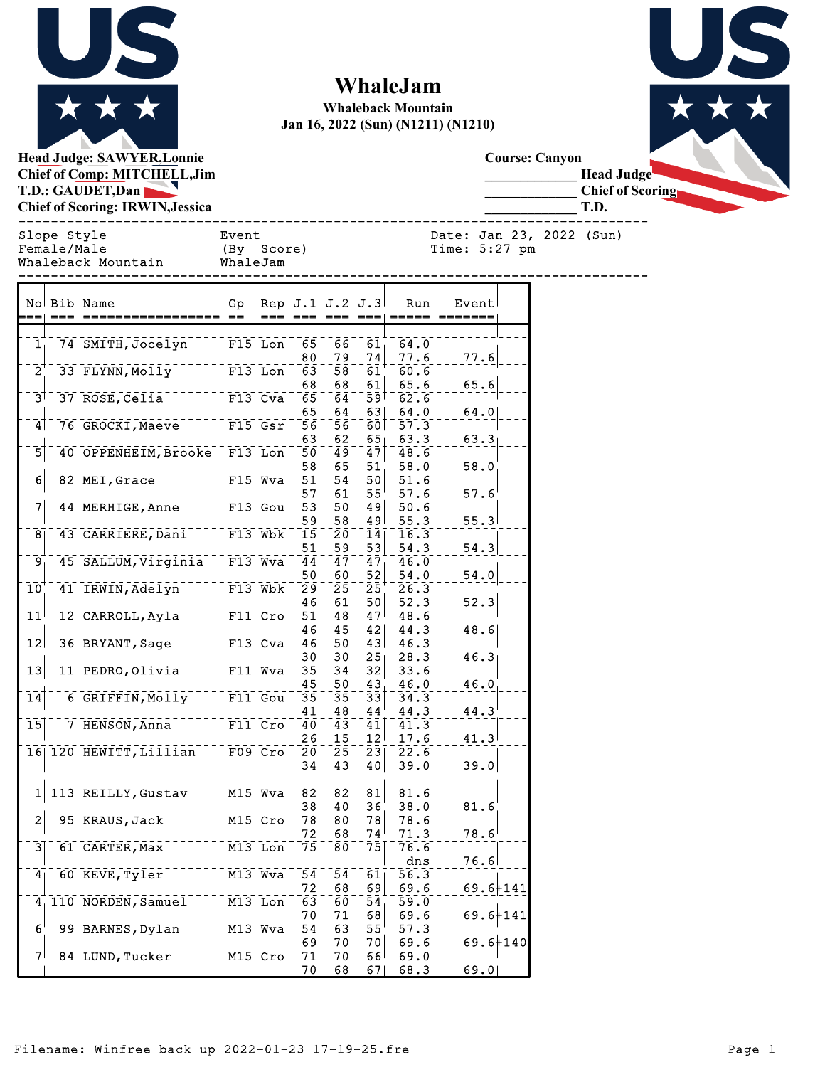# WhaleJam

**Whaleback Mountain**
**Jan 16, 2022 (Sun) (N1211) (N1210)**

**Head Judge: SAWYER,Lonnie**
**Chief of Comp: MITCHELL,Jim**
**T.D.: GAUDET,Dan**
**Chief of Scoring: IRWIN,Jessica**

**Course: Canyon**
_____________ **Head Judge**
_____________ **Chief of Scoring**
_____________ **T.D.**

```
Slope Style                    Event                   Date: Jan 23, 2022 (Sun)
Female/Male                    (By  Score)             Time: 5:27 pm
Whaleback Mountain             WhaleJam
```

| No | Bib | Name | Gp | Rep | J.1 | J.2 | J.3 | Run | Event | |
|---|---|---|---|---|---|---|---|---|---|---|
| 1 | 74 | SMITH,Jocelyn | F15 | Lon | 65 | 66 | 61 | 64.0 | | |
| | | | | | 80 | 79 | 74 | 77.6 | 77.6 | |
| 2 | 33 | FLYNN,Molly | F13 | Lon | 63 | 58 | 61 | 60.6 | | |
| | | | | | 68 | 68 | 61 | 65.6 | 65.6 | |
| 3 | 37 | ROSE,Celia | F13 | Cva | 65 | 64 | 59 | 62.6 | | |
| | | | | | 65 | 64 | 63 | 64.0 | 64.0 | |
| 4 | 76 | GROCKI,Maeve | F15 | Gsr | 56 | 56 | 60 | 57.3 | | |
| | | | | | 63 | 62 | 65 | 63.3 | 63.3 | |
| 5 | 40 | OPPENHEIM,Brooke | F13 | Lon | 50 | 49 | 47 | 48.6 | | |
| | | | | | 58 | 65 | 51 | 58.0 | 58.0 | |
| 6 | 82 | MEI,Grace | F15 | Wva | 51 | 54 | 50 | 51.6 | | |
| | | | | | 57 | 61 | 55 | 57.6 | 57.6 | |
| 7 | 44 | MERHIGE,Anne | F13 | Gou | 53 | 50 | 49 | 50.6 | | |
| | | | | | 59 | 58 | 49 | 55.3 | 55.3 | |
| 8 | 43 | CARRIERE,Dani | F13 | Wbk | 15 | 20 | 14 | 16.3 | | |
| | | | | | 51 | 59 | 53 | 54.3 | 54.3 | |
| 9 | 45 | SALLUM,Virginia | F13 | Wva | 44 | 47 | 47 | 46.0 | | |
| | | | | | 50 | 60 | 52 | 54.0 | 54.0 | |
| 10 | 41 | IRWIN,Adelyn | F13 | Wbk | 29 | 25 | 25 | 26.3 | | |
| | | | | | 46 | 61 | 50 | 52.3 | 52.3 | |
| 11 | 12 | CARROLL,Ayla | F11 | Cro | 51 | 48 | 47 | 48.6 | | |
| | | | | | 46 | 45 | 42 | 44.3 | 48.6 | |
| 12 | 36 | BRYANT,Sage | F13 | Cva | 46 | 50 | 43 | 46.3 | | |
| | | | | | 30 | 30 | 25 | 28.3 | 46.3 | |
| 13 | 11 | PEDRO,Olivia | F11 | Wva | 35 | 34 | 32 | 33.6 | | |
| | | | | | 45 | 50 | 43 | 46.0 | 46.0 | |
| 14 | 6 | GRIFFIN,Molly | F11 | Gou | 35 | 35 | 33 | 34.3 | | |
| | | | | | 41 | 48 | 44 | 44.3 | 44.3 | |
| 15 | 7 | HENSON,Anna | F11 | Cro | 40 | 43 | 41 | 41.3 | | |
| | | | | | 26 | 15 | 12 | 17.6 | 41.3 | |
| 16 | 120 | HEWITT,Lillian | F09 | Cro | 20 | 25 | 23 | 22.6 | | |
| | | | | | 34 | 43 | 40 | 39.0 | 39.0 | |
| 1 | 113 | REILLY,Gustav | M15 | Wva | 82 | 82 | 81 | 81.6 | | |
| | | | | | 38 | 40 | 36 | 38.0 | 81.6 | |
| 2 | 95 | KRAUS,Jack | M15 | Cro | 78 | 80 | 78 | 78.6 | | |
| | | | | | 72 | 68 | 74 | 71.3 | 78.6 | |
| 3 | 61 | CARTER,Max | M13 | Lon | 75 | 80 | 75 | 76.6 | | |
| | | | | | | | | dns | 76.6 | |
| 4 | 60 | KEVE,Tyler | M13 | Wva | 54 | 54 | 61 | 56.3 | | |
| | | | | | 72 | 68 | 69 | 69.6 | 69.6 | 141 |
| 4 | 110 | NORDEN,Samuel | M13 | Lon | 63 | 60 | 54 | 59.0 | | |
| | | | | | 70 | 71 | 68 | 69.6 | 69.6 | 141 |
| 6 | 99 | BARNES,Dylan | M13 | Wva | 54 | 63 | 55 | 57.3 | | |
| | | | | | 69 | 70 | 70 | 69.6 | 69.6 | 140 |
| 7 | 84 | LUND,Tucker | M15 | Cro | 71 | 70 | 66 | 69.0 | | |
| | | | | | 70 | 68 | 67 | 68.3 | 69.0 | |

Filename: Winfree back up 2022-01-23 17-19-25.fre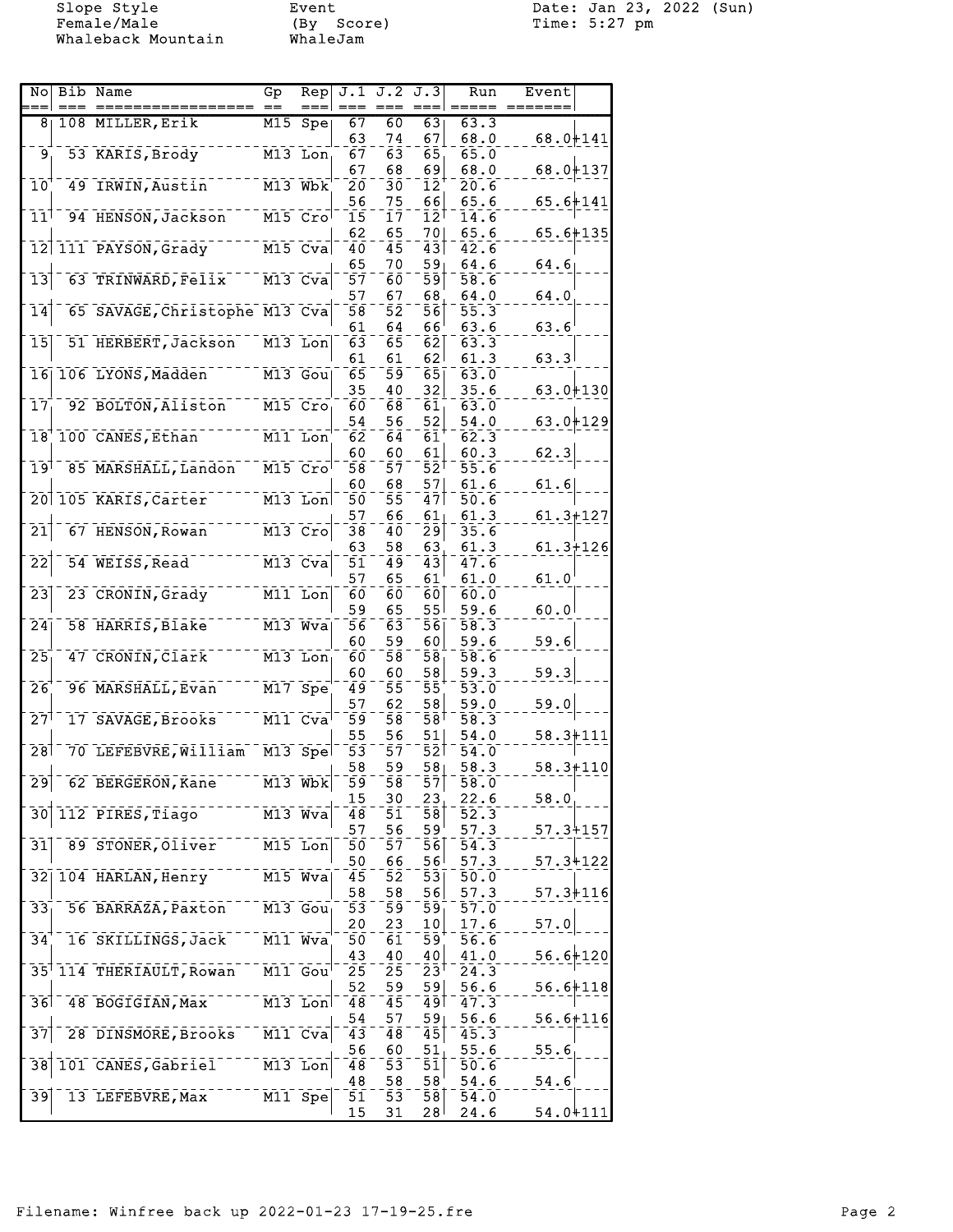Slope Style
Female/Male
Whaleback Mountain

Event
(By Score)
WhaleJam

Date: Jan 23, 2022 (Sun)
Time: 5:27 pm

| No | Bib | Name | Gp | Rep | J.1 | J.2 | J.3 | Run | Event |
|---|---|---|---|---|---|---|---|---|---|
| 8 | 108 | MILLER,Erik | M15 | Spe | 67 | 60 | 63 | 63.3 | |
| | | | | | 63 | 74 | 67 | 68.0 | 68.0+141 |
| 9 | 53 | KARIS,Brody | M13 | Lon | 67 | 63 | 65 | 65.0 | |
| | | | | | 67 | 68 | 69 | 68.0 | 68.0+137 |
| 10 | 49 | IRWIN,Austin | M13 | Wbk | 20 | 30 | 12 | 20.6 | |
| | | | | | 56 | 75 | 66 | 65.6 | 65.6+141 |
| 11 | 94 | HENSON,Jackson | M15 | Cro | 15 | 17 | 12 | 14.6 | |
| | | | | | 62 | 65 | 70 | 65.6 | 65.6+135 |
| 12 | 111 | PAYSON,Grady | M15 | Cva | 40 | 45 | 43 | 42.6 | |
| | | | | | 65 | 70 | 59 | 64.6 | 64.6 |
| 13 | 63 | TRINWARD,Felix | M13 | Cva | 57 | 60 | 59 | 58.6 | |
| | | | | | 57 | 67 | 68 | 64.0 | 64.0 |
| 14 | 65 | SAVAGE,Christophe | M13 | Cva | 58 | 52 | 56 | 55.3 | |
| | | | | | 61 | 64 | 66 | 63.6 | 63.6 |
| 15 | 51 | HERBERT,Jackson | M13 | Lon | 63 | 65 | 62 | 63.3 | |
| | | | | | 61 | 61 | 62 | 61.3 | 63.3 |
| 16 | 106 | LYONS,Madden | M13 | Gou | 65 | 59 | 65 | 63.0 | |
| | | | | | 35 | 40 | 32 | 35.6 | 63.0+130 |
| 17 | 92 | BOLTON,Aliston | M15 | Cro | 60 | 68 | 61 | 63.0 | |
| | | | | | 54 | 56 | 52 | 54.0 | 63.0+129 |
| 18 | 100 | CANES,Ethan | M11 | Lon | 62 | 64 | 61 | 62.3 | |
| | | | | | 60 | 60 | 61 | 60.3 | 62.3 |
| 19 | 85 | MARSHALL,Landon | M15 | Cro | 58 | 57 | 52 | 55.6 | |
| | | | | | 60 | 68 | 57 | 61.6 | 61.6 |
| 20 | 105 | KARIS,Carter | M13 | Lon | 50 | 55 | 47 | 50.6 | |
| | | | | | 57 | 66 | 61 | 61.3 | 61.3+127 |
| 21 | 67 | HENSON,Rowan | M13 | Cro | 38 | 40 | 29 | 35.6 | |
| | | | | | 63 | 58 | 63 | 61.3 | 61.3+126 |
| 22 | 54 | WEISS,Read | M13 | Cva | 51 | 49 | 43 | 47.6 | |
| | | | | | 57 | 65 | 61 | 61.0 | 61.0 |
| 23 | 23 | CRONIN,Grady | M11 | Lon | 60 | 60 | 60 | 60.0 | |
| | | | | | 59 | 65 | 55 | 59.6 | 60.0 |
| 24 | 58 | HARRIS,Blake | M13 | Wva | 56 | 63 | 56 | 58.3 | |
| | | | | | 60 | 59 | 60 | 59.6 | 59.6 |
| 25 | 47 | CRONIN,Clark | M13 | Lon | 60 | 58 | 58 | 58.6 | |
| | | | | | 60 | 60 | 58 | 59.3 | 59.3 |
| 26 | 96 | MARSHALL,Evan | M17 | Spe | 49 | 55 | 55 | 53.0 | |
| | | | | | 57 | 62 | 58 | 59.0 | 59.0 |
| 27 | 17 | SAVAGE,Brooks | M11 | Cva | 59 | 58 | 58 | 58.3 | |
| | | | | | 55 | 56 | 51 | 54.0 | 58.3+111 |
| 28 | 70 | LEFEBVRE,William | M13 | Spe | 53 | 57 | 52 | 54.0 | |
| | | | | | 58 | 59 | 58 | 58.3 | 58.3+110 |
| 29 | 62 | BERGERON,Kane | M13 | Wbk | 59 | 58 | 57 | 58.0 | |
| | | | | | 15 | 30 | 23 | 22.6 | 58.0 |
| 30 | 112 | PIRES,Tiago | M13 | Wva | 48 | 51 | 58 | 52.3 | |
| | | | | | 57 | 56 | 59 | 57.3 | 57.3+157 |
| 31 | 89 | STONER,Oliver | M15 | Lon | 50 | 57 | 56 | 54.3 | |
| | | | | | 50 | 66 | 56 | 57.3 | 57.3+122 |
| 32 | 104 | HARLAN,Henry | M15 | Wva | 45 | 52 | 53 | 50.0 | |
| | | | | | 58 | 58 | 56 | 57.3 | 57.3+116 |
| 33 | 56 | BARRAZA,Paxton | M13 | Gou | 53 | 59 | 59 | 57.0 | |
| | | | | | 20 | 23 | 10 | 17.6 | 57.0 |
| 34 | 16 | SKILLINGS,Jack | M11 | Wva | 50 | 61 | 59 | 56.6 | |
| | | | | | 43 | 40 | 40 | 41.0 | 56.6+120 |
| 35 | 114 | THERIAULT,Rowan | M11 | Gou | 25 | 25 | 23 | 24.3 | |
| | | | | | 52 | 59 | 59 | 56.6 | 56.6+118 |
| 36 | 48 | BOGIGIAN,Max | M13 | Lon | 48 | 45 | 49 | 47.3 | |
| | | | | | 54 | 57 | 59 | 56.6 | 56.6+116 |
| 37 | 28 | DINSMORE,Brooks | M11 | Cva | 43 | 48 | 45 | 45.3 | |
| | | | | | 56 | 60 | 51 | 55.6 | 55.6 |
| 38 | 101 | CANES,Gabriel | M13 | Lon | 48 | 53 | 51 | 50.6 | |
| | | | | | 48 | 58 | 58 | 54.6 | 54.6 |
| 39 | 13 | LEFEBVRE,Max | M11 | Spe | 51 | 53 | 58 | 54.0 | |
| | | | | | 15 | 31 | 28 | 24.6 | 54.0+111 |

Filename: Winfree back up 2022-01-23 17-19-25.fre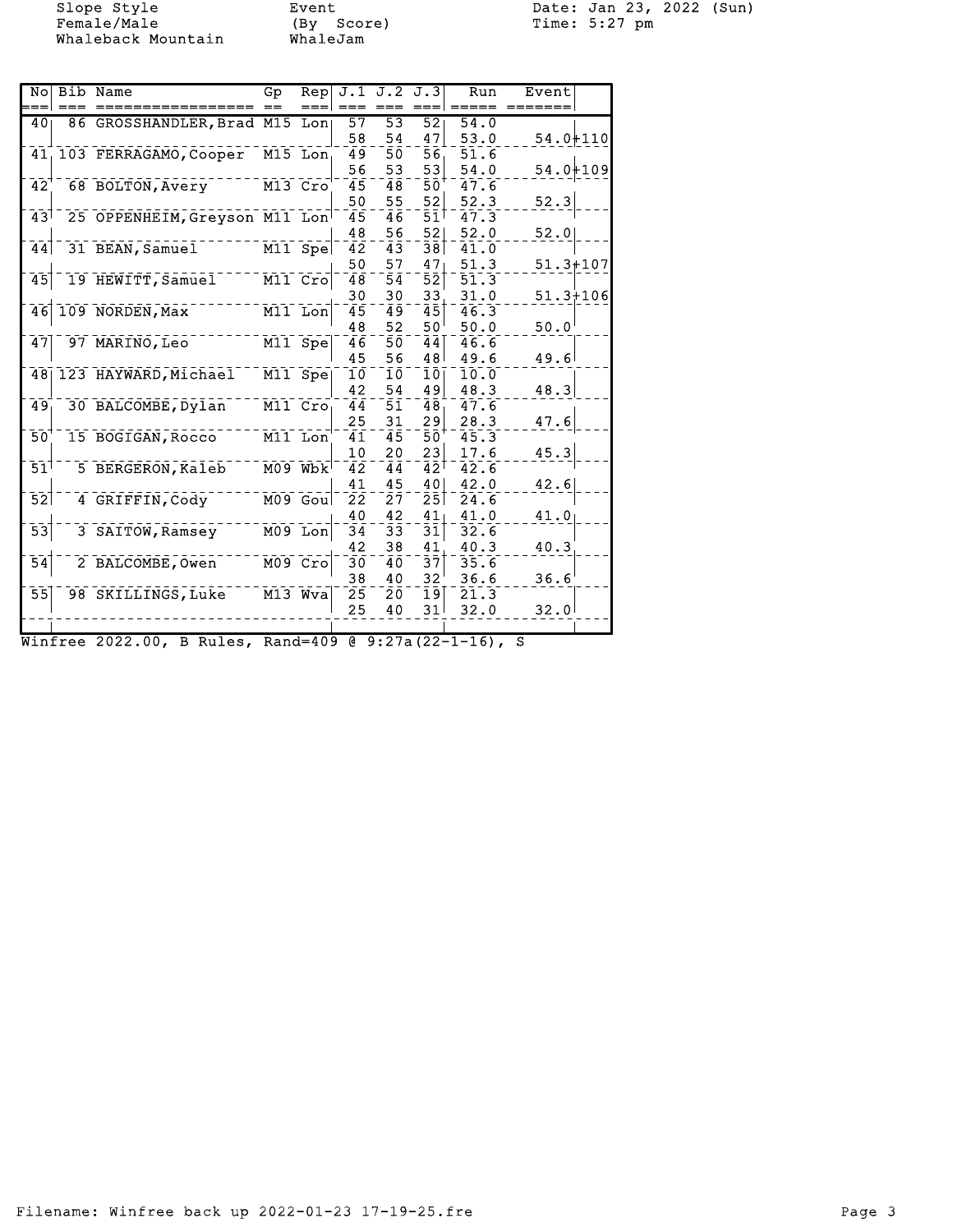Slope Style
Female/Male
Whaleback Mountain

Event
(By Score)
WhaleJam

Date: Jan 23, 2022 (Sun)
Time: 5:27 pm

| No | Bib | Name | Gp | Rep | J.1 | J.2 | J.3 | Run | Event |
|---|---|---|---|---|---|---|---|---|---|
| 40 | 86 | GROSSHANDLER,Brad | M15 | Lon | 57 | 53 | 52 | 54.0 | |
| | | | | | 58 | 54 | 47 | 53.0 | 54.0+110 |
| 41 | 103 | FERRAGAMO,Cooper | M15 | Lon | 49 | 50 | 56 | 51.6 | |
| | | | | | 56 | 53 | 53 | 54.0 | 54.0+109 |
| 42 | 68 | BOLTON,Avery | M13 | Cro | 45 | 48 | 50 | 47.6 | |
| | | | | | 50 | 55 | 52 | 52.3 | 52.3 |
| 43 | 25 | OPPENHEIM,Greyson | M11 | Lon | 45 | 46 | 51 | 47.3 | |
| | | | | | 48 | 56 | 52 | 52.0 | 52.0 |
| 44 | 31 | BEAN,Samuel | M11 | Spe | 42 | 43 | 38 | 41.0 | |
| | | | | | 50 | 57 | 47 | 51.3 | 51.3+107 |
| 45 | 19 | HEWITT,Samuel | M11 | Cro | 48 | 54 | 52 | 51.3 | |
| | | | | | 30 | 30 | 33 | 31.0 | 51.3+106 |
| 46 | 109 | NORDEN,Max | M11 | Lon | 45 | 49 | 45 | 46.3 | |
| | | | | | 48 | 52 | 50 | 50.0 | 50.0 |
| 47 | 97 | MARINO,Leo | M11 | Spe | 46 | 50 | 44 | 46.6 | |
| | | | | | 45 | 56 | 48 | 49.6 | 49.6 |
| 48 | 123 | HAYWARD,Michael | M11 | Spe | 10 | 10 | 10 | 10.0 | |
| | | | | | 42 | 54 | 49 | 48.3 | 48.3 |
| 49 | 30 | BALCOMBE,Dylan | M11 | Cro | 44 | 51 | 48 | 47.6 | |
| | | | | | 25 | 31 | 29 | 28.3 | 47.6 |
| 50 | 15 | BOGIGAN,Rocco | M11 | Lon | 41 | 45 | 50 | 45.3 | |
| | | | | | 10 | 20 | 23 | 17.6 | 45.3 |
| 51 | 5 | BERGERON,Kaleb | M09 | Wbk | 42 | 44 | 42 | 42.6 | |
| | | | | | 41 | 45 | 40 | 42.0 | 42.6 |
| 52 | 4 | GRIFFIN,Cody | M09 | Gou | 22 | 27 | 25 | 24.6 | |
| | | | | | 40 | 42 | 41 | 41.0 | 41.0 |
| 53 | 3 | SAITOW,Ramsey | M09 | Lon | 34 | 33 | 31 | 32.6 | |
| | | | | | 42 | 38 | 41 | 40.3 | 40.3 |
| 54 | 2 | BALCOMBE,Owen | M09 | Cro | 30 | 40 | 37 | 35.6 | |
| | | | | | 38 | 40 | 32 | 36.6 | 36.6 |
| 55 | 98 | SKILLINGS,Luke | M13 | Wva | 25 | 20 | 19 | 21.3 | |
| | | | | | 25 | 40 | 31 | 32.0 | 32.0 |

Winfree 2022.00, B Rules, Rand=409 @ 9:27a(22-1-16), S

Filename: Winfree back up 2022-01-23 17-19-25.fre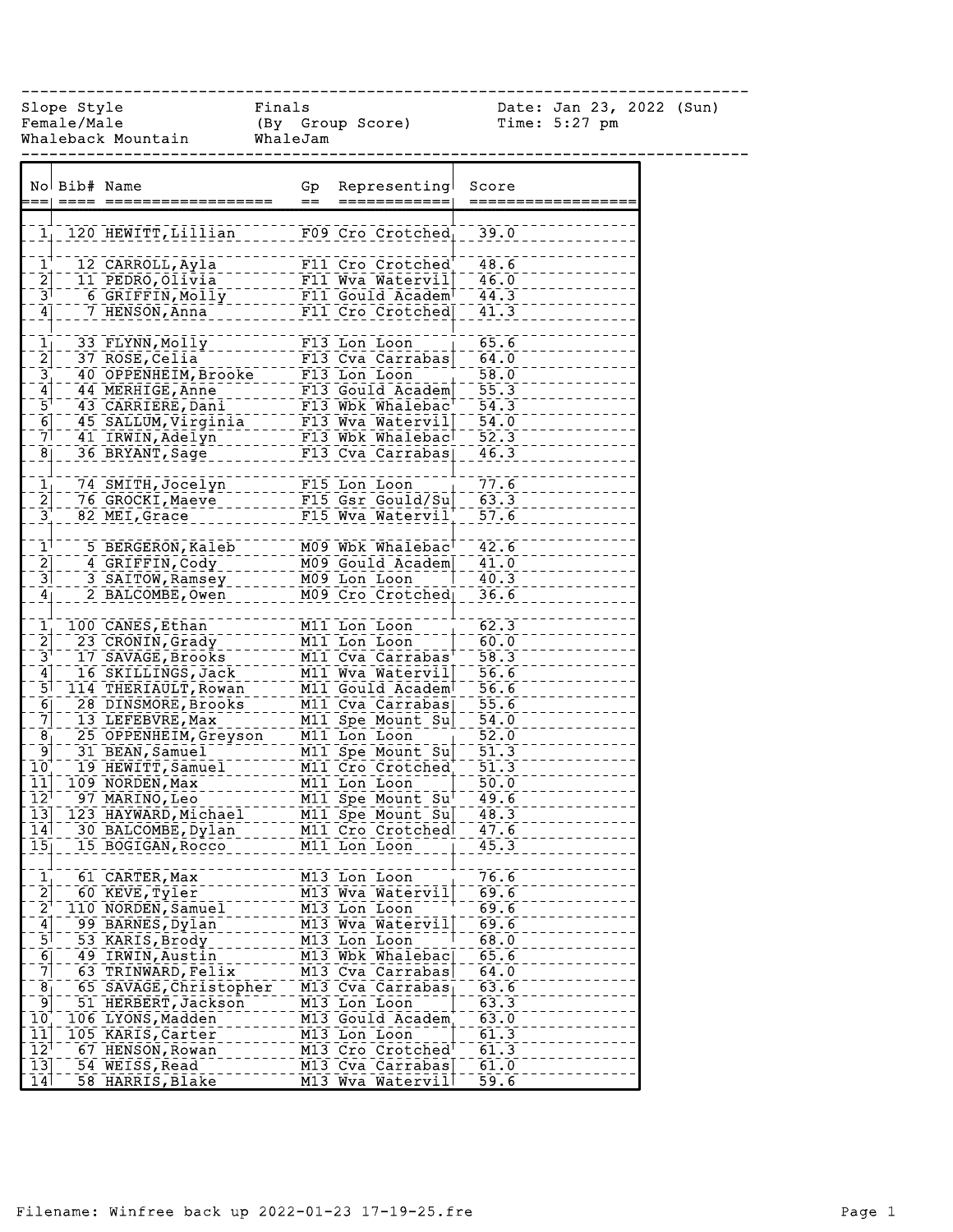Slope Style — Finals — Date: Jan 23, 2022 (Sun)
Female/Male — (By Group Score) — Time: 5:27 pm
Whaleback Mountain — WhaleJam

| No | Bib# | Name | Gp | Representing | Score |
|---|---|---|---|---|---|
| 1 | 120 | HEWITT, Lillian | F09 | Cro Crotched | 39.0 |
| 1 | 12 | CARROLL, Ayla | F11 | Cro Crotched | 48.6 |
| 2 | 11 | PEDRO, Olivia | F11 | Wva Watervil | 46.0 |
| 3 | 6 | GRIFFIN, Molly | F11 | Gould Academ | 44.3 |
| 4 | 7 | HENSON, Anna | F11 | Cro Crotched | 41.3 |
| 1 | 33 | FLYNN, Molly | F13 | Lon Loon | 65.6 |
| 2 | 37 | ROSE, Celia | F13 | Cva Carrabas | 64.0 |
| 3 | 40 | OPPENHEIM, Brooke | F13 | Lon Loon | 58.0 |
| 4 | 44 | MERHIGE, Anne | F13 | Gould Academ | 55.3 |
| 5 | 43 | CARRIERE, Dani | F13 | Wbk Whalebac | 54.3 |
| 6 | 45 | SALLUM, Virginia | F13 | Wva Watervil | 54.0 |
| 7 | 41 | IRWIN, Adelyn | F13 | Wbk Whalebac | 52.3 |
| 8 | 36 | BRYANT, Sage | F13 | Cva Carrabas | 46.3 |
| 1 | 74 | SMITH, Jocelyn | F15 | Lon Loon | 77.6 |
| 2 | 76 | GROCKI, Maeve | F15 | Gsr Gould/Su | 63.3 |
| 3 | 82 | MEI, Grace | F15 | Wva Watervil | 57.6 |
| 1 | 5 | BERGERON, Kaleb | M09 | Wbk Whalebac | 42.6 |
| 2 | 4 | GRIFFIN, Cody | M09 | Gould Academ | 41.0 |
| 3 | 3 | SAITOW, Ramsey | M09 | Lon Loon | 40.3 |
| 4 | 2 | BALCOMBE, Owen | M09 | Cro Crotched | 36.6 |
| 1 | 100 | CANES, Ethan | M11 | Lon Loon | 62.3 |
| 2 | 23 | CRONIN, Grady | M11 | Lon Loon | 60.0 |
| 3 | 17 | SAVAGE, Brooks | M11 | Cva Carrabas | 58.3 |
| 4 | 16 | SKILLINGS, Jack | M11 | Wva Watervil | 56.6 |
| 5 | 114 | THERIAULT, Rowan | M11 | Gould Academ | 56.6 |
| 6 | 28 | DINSMORE, Brooks | M11 | Cva Carrabas | 55.6 |
| 7 | 13 | LEFEBVRE, Max | M11 | Spe Mount Su | 54.0 |
| 8 | 25 | OPPENHEIM, Greyson | M11 | Lon Loon | 52.0 |
| 9 | 31 | BEAN, Samuel | M11 | Spe Mount Su | 51.3 |
| 10 | 19 | HEWITT, Samuel | M11 | Cro Crotched | 51.3 |
| 11 | 109 | NORDEN, Max | M11 | Lon Loon | 50.0 |
| 12 | 97 | MARINO, Leo | M11 | Spe Mount Su | 49.6 |
| 13 | 123 | HAYWARD, Michael | M11 | Spe Mount Su | 48.3 |
| 14 | 30 | BALCOMBE, Dylan | M11 | Cro Crotched | 47.6 |
| 15 | 15 | BOGIGAN, Rocco | M11 | Lon Loon | 45.3 |
| 1 | 61 | CARTER, Max | M13 | Lon Loon | 76.6 |
| 2 | 60 | KEVE, Tyler | M13 | Wva Watervil | 69.6 |
| 2 | 110 | NORDEN, Samuel | M13 | Lon Loon | 69.6 |
| 4 | 99 | BARNES, Dylan | M13 | Wva Watervil | 69.6 |
| 5 | 53 | KARIS, Brody | M13 | Lon Loon | 68.0 |
| 6 | 49 | IRWIN, Austin | M13 | Wbk Whalebac | 65.6 |
| 7 | 63 | TRINWARD, Felix | M13 | Cva Carrabas | 64.0 |
| 8 | 65 | SAVAGE, Christopher | M13 | Cva Carrabas | 63.6 |
| 9 | 51 | HERBERT, Jackson | M13 | Lon Loon | 63.3 |
| 10 | 106 | LYONS, Madden | M13 | Gould Academ | 63.0 |
| 11 | 105 | KARIS, Carter | M13 | Lon Loon | 61.3 |
| 12 | 67 | HENSON, Rowan | M13 | Cro Crotched | 61.3 |
| 13 | 54 | WEISS, Read | M13 | Cva Carrabas | 61.0 |
| 14 | 58 | HARRIS, Blake | M13 | Wva Watervil | 59.6 |

Filename: Winfree back up 2022-01-23 17-19-25.fre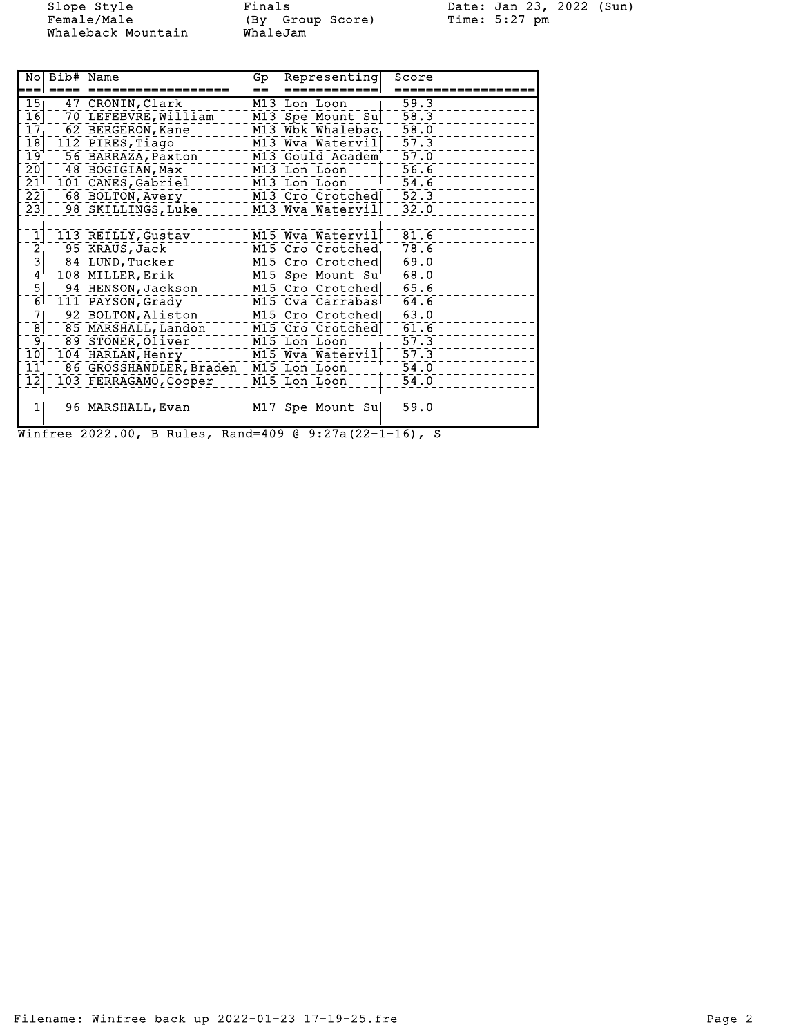Slope Style
Female/Male
Whaleback Mountain

Finals
(By Group Score)
WhaleJam

Date: Jan 23, 2022 (Sun)
Time: 5:27 pm

| No | Bib# | Name | Gp | Representing | Score |
|---|---|---|---|---|---|
| 15 | 47 | CRONIN,Clark | M13 | Lon Loon | 59.3 |
| 16 | 70 | LEFEBVRE,William | M13 | Spe Mount Su | 58.3 |
| 17 | 62 | BERGERON,Kane | M13 | Wbk Whalebac | 58.0 |
| 18 | 112 | PIRES,Tiago | M13 | Wva Watervil | 57.3 |
| 19 | 56 | BARRAZA,Paxton | M13 | Gould Academ | 57.0 |
| 20 | 48 | BOGIGIAN,Max | M13 | Lon Loon | 56.6 |
| 21 | 101 | CANES,Gabriel | M13 | Lon Loon | 54.6 |
| 22 | 68 | BOLTON,Avery | M13 | Cro Crotched | 52.3 |
| 23 | 98 | SKILLINGS,Luke | M13 | Wva Watervil | 32.0 |
| | | | | | |
| 1 | 113 | REILLY,Gustav | M15 | Wva Watervil | 81.6 |
| 2 | 95 | KRAUS,Jack | M15 | Cro Crotched | 78.6 |
| 3 | 84 | LUND,Tucker | M15 | Cro Crotched | 69.0 |
| 4 | 108 | MILLER,Erik | M15 | Spe Mount Su | 68.0 |
| 5 | 94 | HENSON,Jackson | M15 | Cro Crotched | 65.6 |
| 6 | 111 | PAYSON,Grady | M15 | Cva Carrabas | 64.6 |
| 7 | 92 | BOLTON,Aliston | M15 | Cro Crotched | 63.0 |
| 8 | 85 | MARSHALL,Landon | M15 | Cro Crotched | 61.6 |
| 9 | 89 | STONER,Oliver | M15 | Lon Loon | 57.3 |
| 10 | 104 | HARLAN,Henry | M15 | Wva Watervil | 57.3 |
| 11 | 86 | GROSSHANDLER,Braden | M15 | Lon Loon | 54.0 |
| 12 | 103 | FERRAGAMO,Cooper | M15 | Lon Loon | 54.0 |
| | | | | | |
| 1 | 96 | MARSHALL,Evan | M17 | Spe Mount Su | 59.0 |

Winfree 2022.00, B Rules, Rand=409 @ 9:27a(22-1-16), S

Filename: Winfree back up 2022-01-23 17-19-25.fre